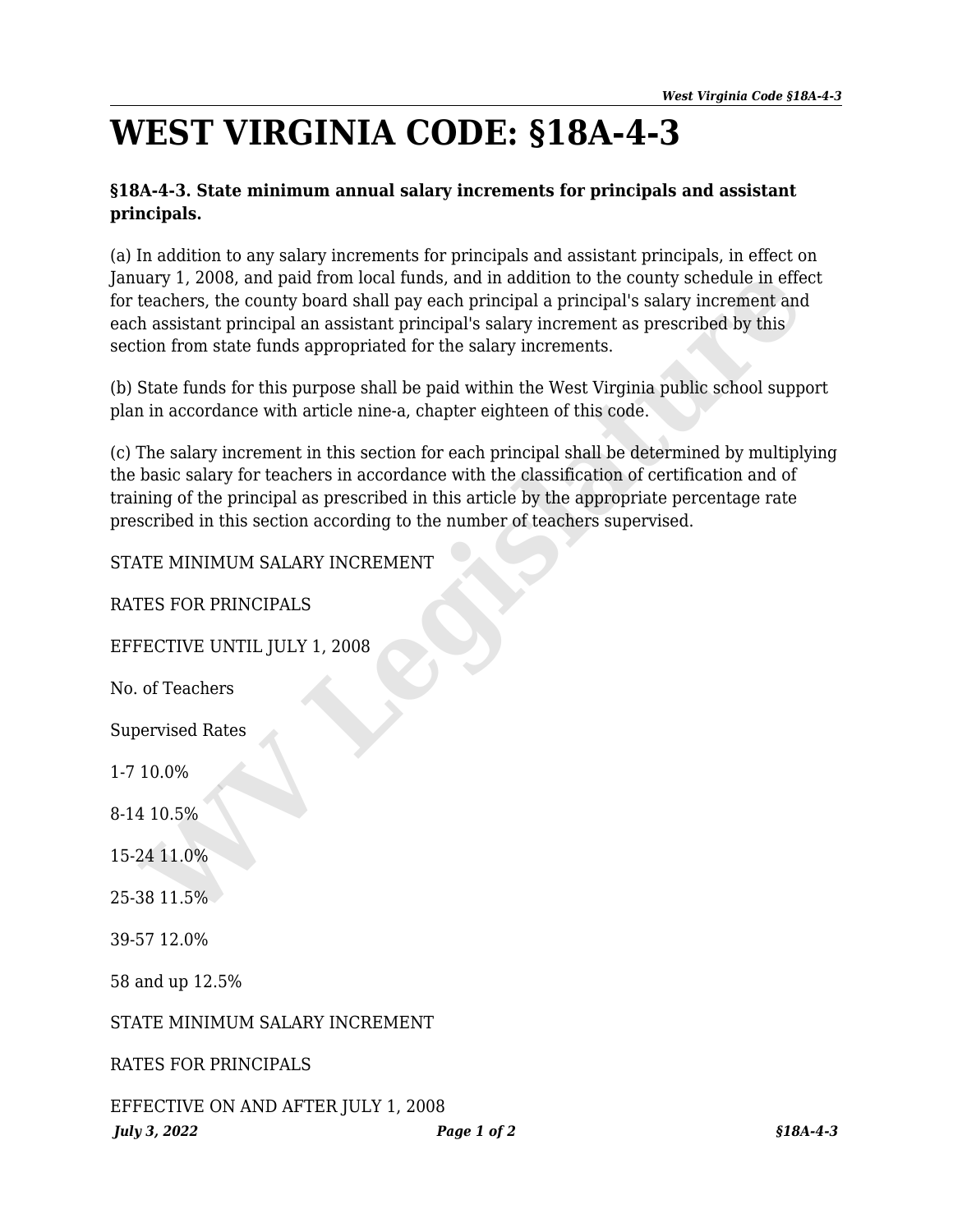# WEST VIRGINIA CODE: §18A-4-3

**§18A-4-3. State minimum annual salary increments for principals and assistant principals.**

(a) In addition to any salary increments for principals and assistant principals, in effect on January 1, 2008, and paid from local funds, and in addition to the county schedule in effect for teachers, the county board shall pay each principal a principal's salary increment and each assistant principal an assistant principal's salary increment as prescribed by this section from state funds appropriated for the salary increments.

(b) State funds for this purpose shall be paid within the West Virginia public school support plan in accordance with article nine-a, chapter eighteen of this code.

(c) The salary increment in this section for each principal shall be determined by multiplying the basic salary for teachers in accordance with the classification of certification and of training of the principal as prescribed in this article by the appropriate percentage rate prescribed in this section according to the number of teachers supervised.

STATE MINIMUM SALARY INCREMENT

RATES FOR PRINCIPALS

EFFECTIVE UNTIL JULY 1, 2008

No. of Teachers

Supervised Rates

1-7 10.0%

8-14 10.5%

15-24 11.0%

25-38 11.5%

39-57 12.0%

58 and up 12.5%

STATE MINIMUM SALARY INCREMENT

RATES FOR PRINCIPALS

EFFECTIVE ON AND AFTER JULY 1, 2008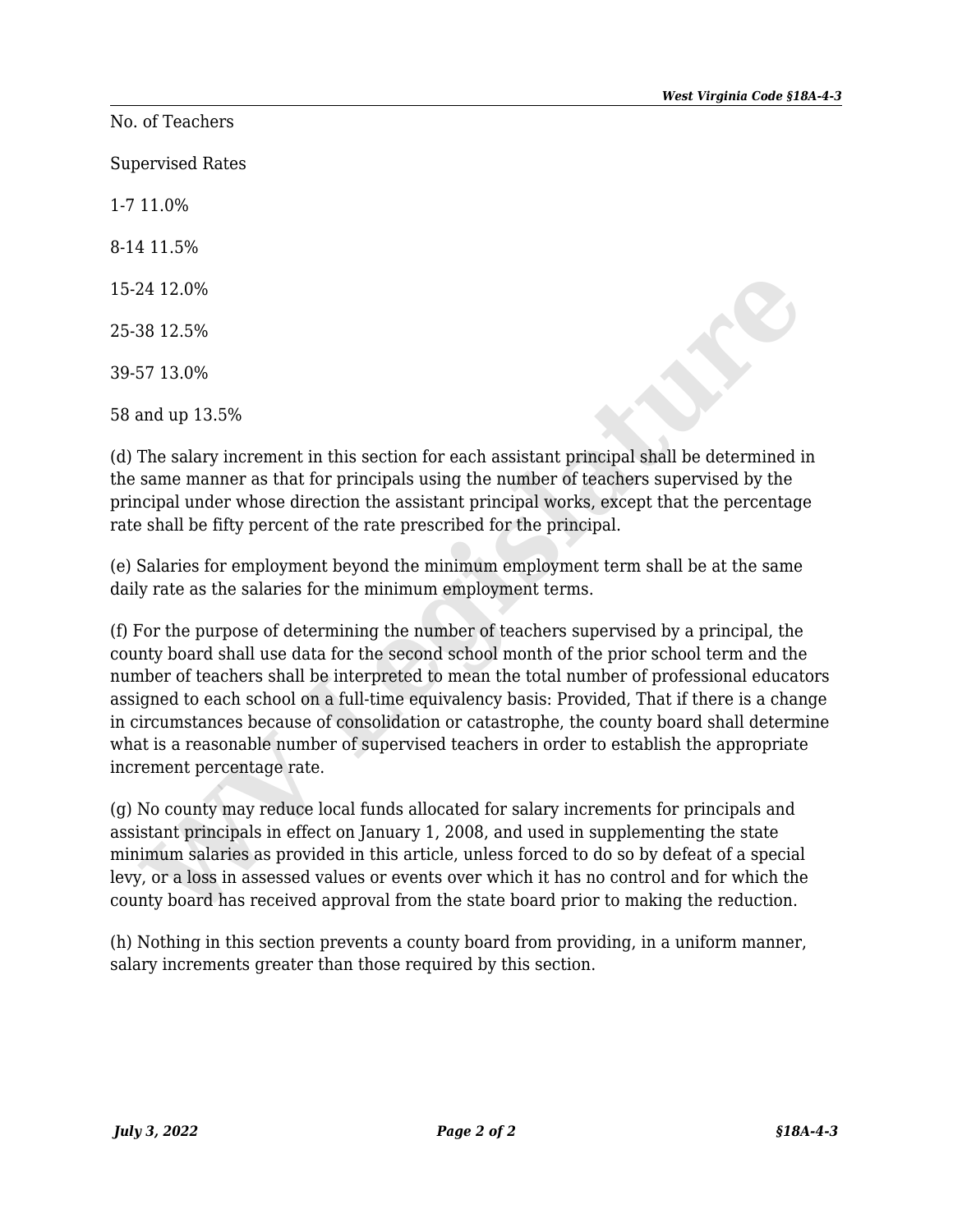| No. of Teachers Supervised | Rates |
|---|---|
| 1-7 | 11.0% |
| 8-14 | 11.5% |
| 15-24 | 12.0% |
| 25-38 | 12.5% |
| 39-57 | 13.0% |
| 58 and up | 13.5% |

(d) The salary increment in this section for each assistant principal shall be determined in the same manner as that for principals using the number of teachers supervised by the principal under whose direction the assistant principal works, except that the percentage rate shall be fifty percent of the rate prescribed for the principal.

(e) Salaries for employment beyond the minimum employment term shall be at the same daily rate as the salaries for the minimum employment terms.

(f) For the purpose of determining the number of teachers supervised by a principal, the county board shall use data for the second school month of the prior school term and the number of teachers shall be interpreted to mean the total number of professional educators assigned to each school on a full-time equivalency basis: Provided, That if there is a change in circumstances because of consolidation or catastrophe, the county board shall determine what is a reasonable number of supervised teachers in order to establish the appropriate increment percentage rate.

(g) No county may reduce local funds allocated for salary increments for principals and assistant principals in effect on January 1, 2008, and used in supplementing the state minimum salaries as provided in this article, unless forced to do so by defeat of a special levy, or a loss in assessed values or events over which it has no control and for which the county board has received approval from the state board prior to making the reduction.

(h) Nothing in this section prevents a county board from providing, in a uniform manner, salary increments greater than those required by this section.